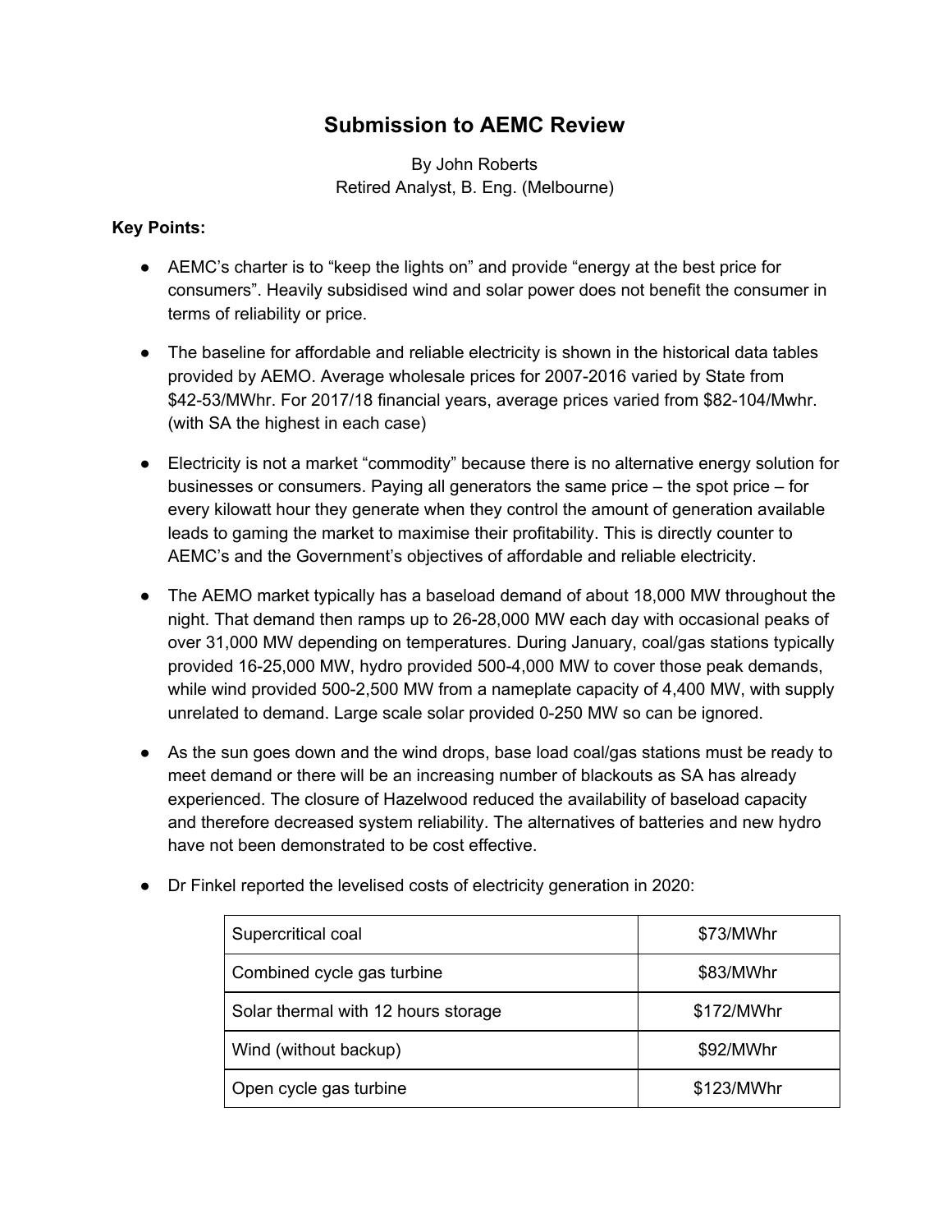# Submission to AEMC Review

By John Roberts
Retired Analyst, B. Eng. (Melbourne)

**Key Points:**

- AEMC's charter is to "keep the lights on" and provide "energy at the best price for consumers". Heavily subsidised wind and solar power does not benefit the consumer in terms of reliability or price.
- The baseline for affordable and reliable electricity is shown in the historical data tables provided by AEMO. Average wholesale prices for 2007-2016 varied by State from $42-53/MWhr. For 2017/18 financial years, average prices varied from $82-104/Mwhr. (with SA the highest in each case)
- Electricity is not a market "commodity" because there is no alternative energy solution for businesses or consumers. Paying all generators the same price – the spot price – for every kilowatt hour they generate when they control the amount of generation available leads to gaming the market to maximise their profitability. This is directly counter to AEMC's and the Government's objectives of affordable and reliable electricity.
- The AEMO market typically has a baseload demand of about 18,000 MW throughout the night. That demand then ramps up to 26-28,000 MW each day with occasional peaks of over 31,000 MW depending on temperatures. During January, coal/gas stations typically provided 16-25,000 MW, hydro provided 500-4,000 MW to cover those peak demands, while wind provided 500-2,500 MW from a nameplate capacity of 4,400 MW, with supply unrelated to demand. Large scale solar provided 0-250 MW so can be ignored.
- As the sun goes down and the wind drops, base load coal/gas stations must be ready to meet demand or there will be an increasing number of blackouts as SA has already experienced. The closure of Hazelwood reduced the availability of baseload capacity and therefore decreased system reliability. The alternatives of batteries and new hydro have not been demonstrated to be cost effective.
- Dr Finkel reported the levelised costs of electricity generation in 2020:

| | |
|---|---|
| Supercritical coal | $73/MWhr |
| Combined cycle gas turbine | $83/MWhr |
| Solar thermal with 12 hours storage | $172/MWhr |
| Wind (without backup) | $92/MWhr |
| Open cycle gas turbine | $123/MWhr |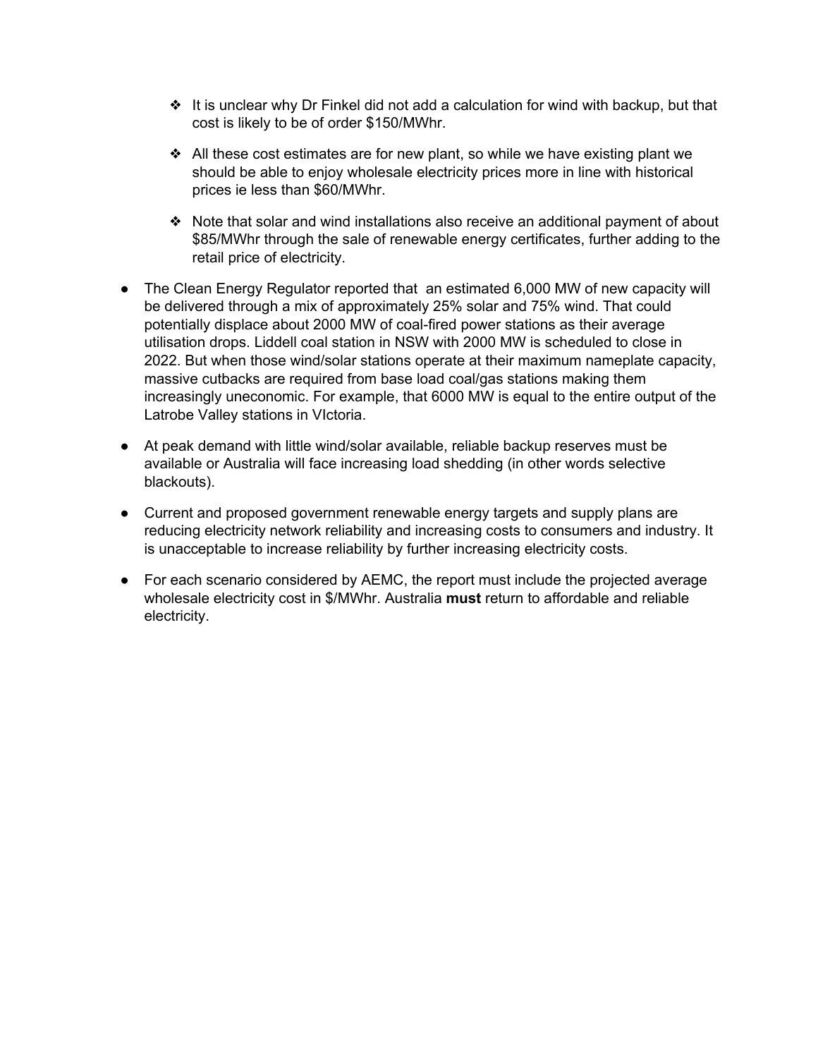- It is unclear why Dr Finkel did not add a calculation for wind with backup, but that cost is likely to be of order $150/MWhr.
    - All these cost estimates are for new plant, so while we have existing plant we should be able to enjoy wholesale electricity prices more in line with historical prices ie less than $60/MWhr.
    - Note that solar and wind installations also receive an additional payment of about $85/MWhr through the sale of renewable energy certificates, further adding to the retail price of electricity.

- The Clean Energy Regulator reported that  an estimated 6,000 MW of new capacity will be delivered through a mix of approximately 25% solar and 75% wind. That could potentially displace about 2000 MW of coal-fired power stations as their average utilisation drops. Liddell coal station in NSW with 2000 MW is scheduled to close in 2022. But when those wind/solar stations operate at their maximum nameplate capacity, massive cutbacks are required from base load coal/gas stations making them increasingly uneconomic. For example, that 6000 MW is equal to the entire output of the Latrobe Valley stations in VIctoria.

- At peak demand with little wind/solar available, reliable backup reserves must be available or Australia will face increasing load shedding (in other words selective blackouts).

- Current and proposed government renewable energy targets and supply plans are reducing electricity network reliability and increasing costs to consumers and industry. It is unacceptable to increase reliability by further increasing electricity costs.

- For each scenario considered by AEMC, the report must include the projected average wholesale electricity cost in $/MWhr. Australia **must** return to affordable and reliable electricity.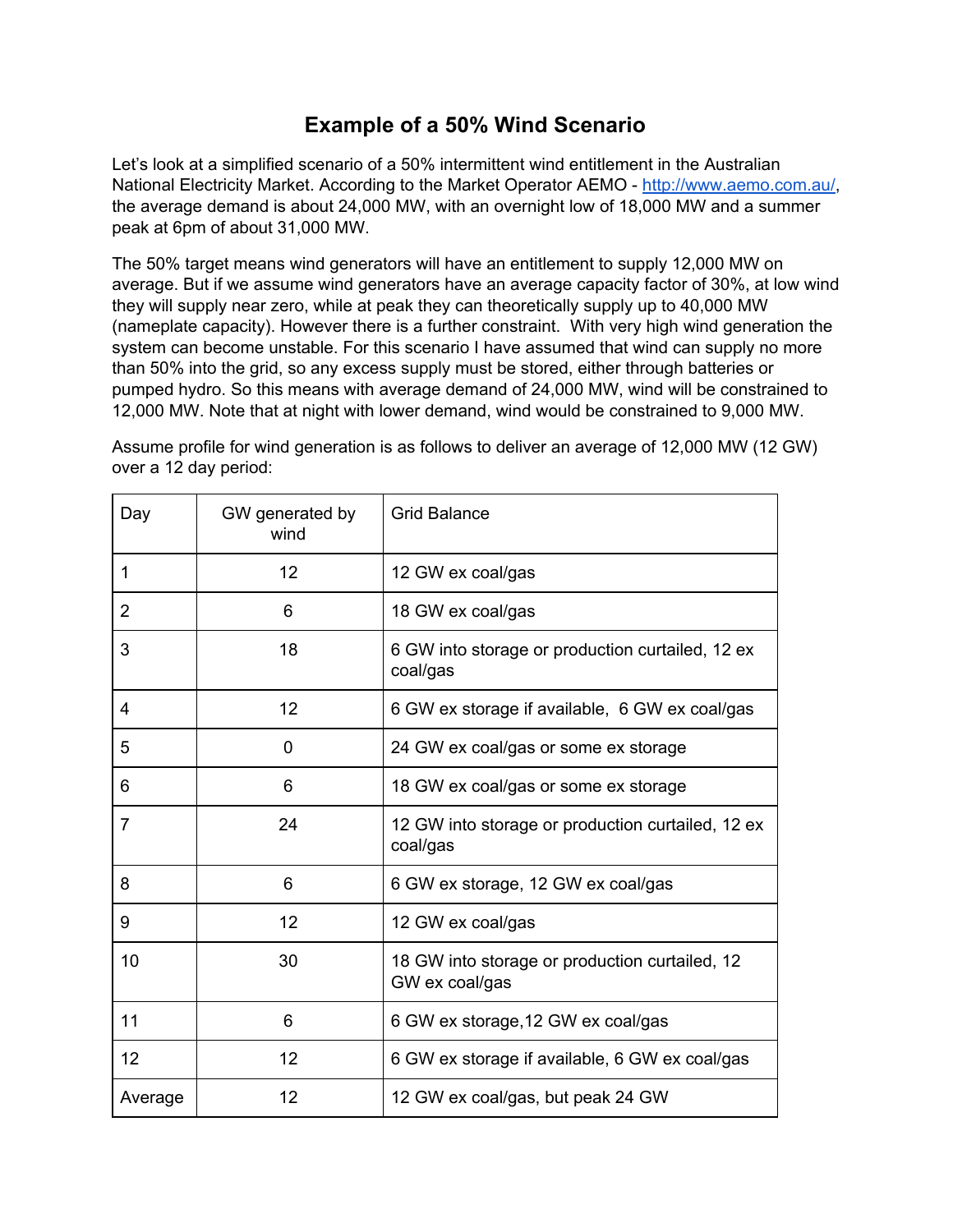# Example of a 50% Wind Scenario

Let's look at a simplified scenario of a 50% intermittent wind entitlement in the Australian National Electricity Market. According to the Market Operator AEMO - http://www.aemo.com.au/, the average demand is about 24,000 MW, with an overnight low of 18,000 MW and a summer peak at 6pm of about 31,000 MW.

The 50% target means wind generators will have an entitlement to supply 12,000 MW on average. But if we assume wind generators have an average capacity factor of 30%, at low wind they will supply near zero, while at peak they can theoretically supply up to 40,000 MW (nameplate capacity). However there is a further constraint. With very high wind generation the system can become unstable. For this scenario I have assumed that wind can supply no more than 50% into the grid, so any excess supply must be stored, either through batteries or pumped hydro. So this means with average demand of 24,000 MW, wind will be constrained to 12,000 MW. Note that at night with lower demand, wind would be constrained to 9,000 MW.

Assume profile for wind generation is as follows to deliver an average of 12,000 MW (12 GW) over a 12 day period:

| Day | GW generated by wind | Grid Balance |
|---|---|---|
| 1 | 12 | 12 GW ex coal/gas |
| 2 | 6 | 18 GW ex coal/gas |
| 3 | 18 | 6 GW into storage or production curtailed, 12 ex coal/gas |
| 4 | 12 | 6 GW ex storage if available, 6 GW ex coal/gas |
| 5 | 0 | 24 GW ex coal/gas or some ex storage |
| 6 | 6 | 18 GW ex coal/gas or some ex storage |
| 7 | 24 | 12 GW into storage or production curtailed, 12 ex coal/gas |
| 8 | 6 | 6 GW ex storage, 12 GW ex coal/gas |
| 9 | 12 | 12 GW ex coal/gas |
| 10 | 30 | 18 GW into storage or production curtailed, 12 GW ex coal/gas |
| 11 | 6 | 6 GW ex storage,12 GW ex coal/gas |
| 12 | 12 | 6 GW ex storage if available, 6 GW ex coal/gas |
| Average | 12 | 12 GW ex coal/gas, but peak 24 GW |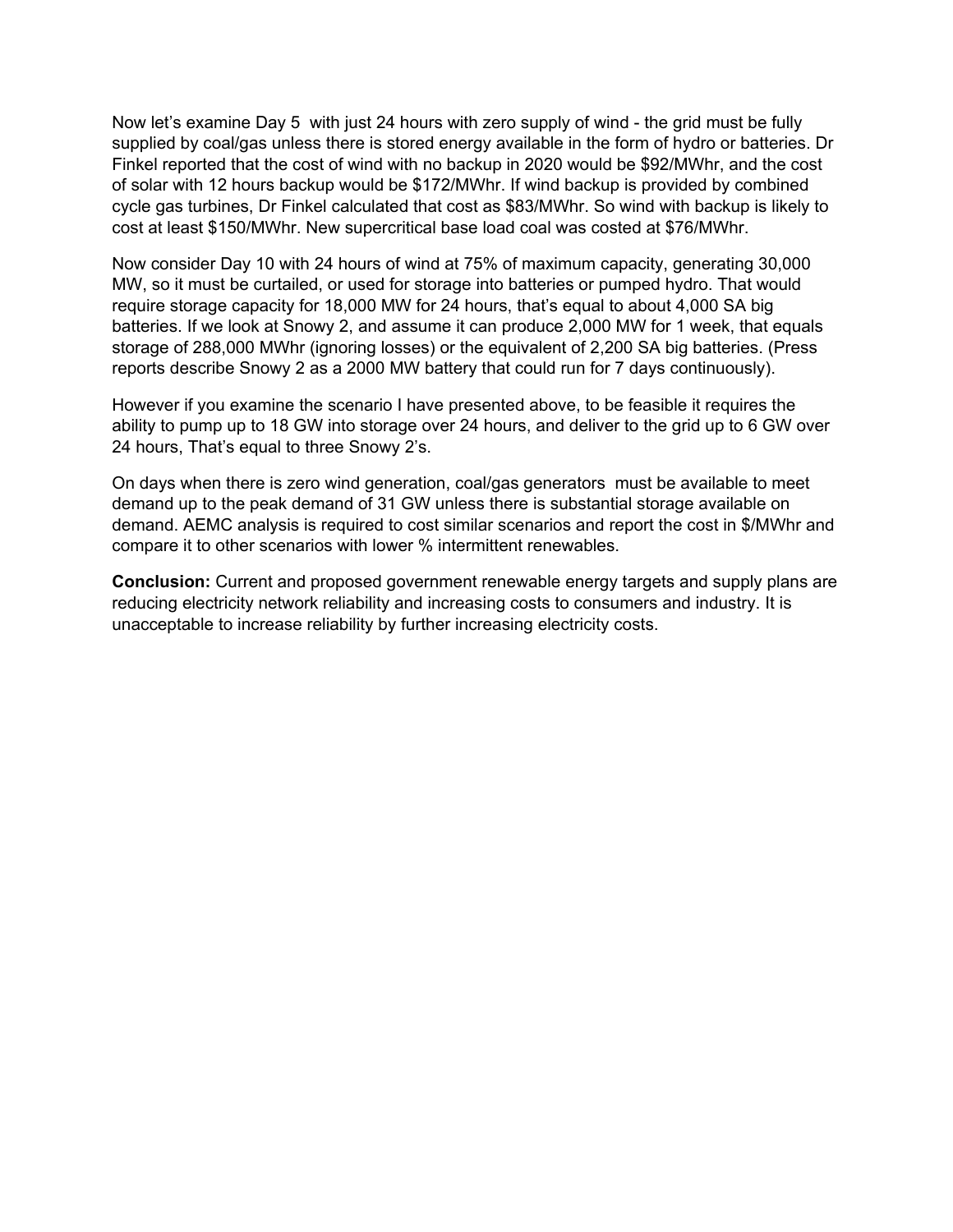Now let's examine Day 5 with just 24 hours with zero supply of wind - the grid must be fully supplied by coal/gas unless there is stored energy available in the form of hydro or batteries. Dr Finkel reported that the cost of wind with no backup in 2020 would be $92/MWhr, and the cost of solar with 12 hours backup would be $172/MWhr. If wind backup is provided by combined cycle gas turbines, Dr Finkel calculated that cost as $83/MWhr. So wind with backup is likely to cost at least $150/MWhr. New supercritical base load coal was costed at $76/MWhr.

Now consider Day 10 with 24 hours of wind at 75% of maximum capacity, generating 30,000 MW, so it must be curtailed, or used for storage into batteries or pumped hydro. That would require storage capacity for 18,000 MW for 24 hours, that's equal to about 4,000 SA big batteries. If we look at Snowy 2, and assume it can produce 2,000 MW for 1 week, that equals storage of 288,000 MWhr (ignoring losses) or the equivalent of 2,200 SA big batteries. (Press reports describe Snowy 2 as a 2000 MW battery that could run for 7 days continuously).

However if you examine the scenario I have presented above, to be feasible it requires the ability to pump up to 18 GW into storage over 24 hours, and deliver to the grid up to 6 GW over 24 hours, That's equal to three Snowy 2's.

On days when there is zero wind generation, coal/gas generators must be available to meet demand up to the peak demand of 31 GW unless there is substantial storage available on demand. AEMC analysis is required to cost similar scenarios and report the cost in $/MWhr and compare it to other scenarios with lower % intermittent renewables.

**Conclusion:** Current and proposed government renewable energy targets and supply plans are reducing electricity network reliability and increasing costs to consumers and industry. It is unacceptable to increase reliability by further increasing electricity costs.